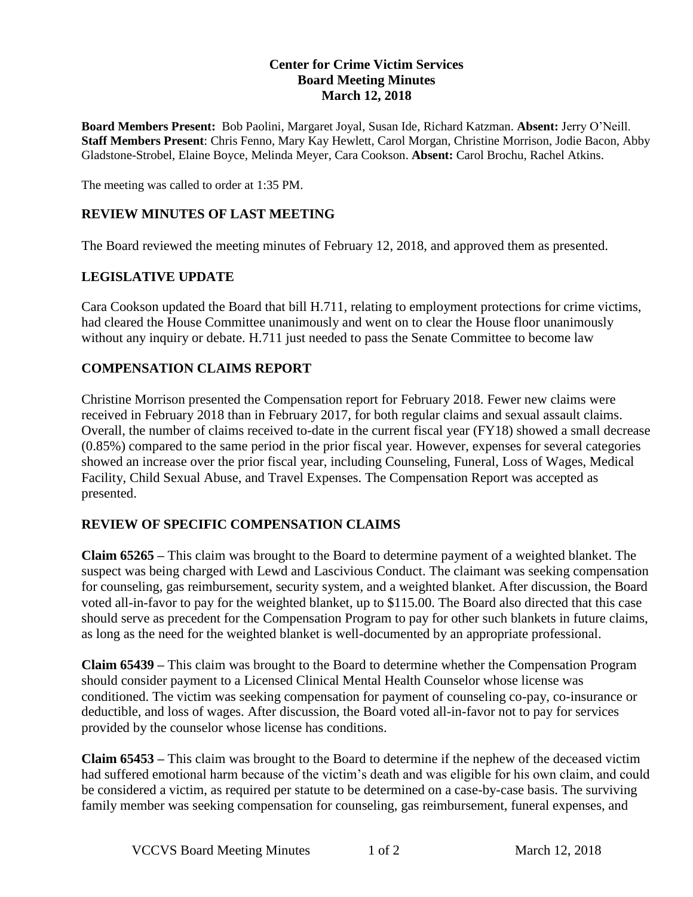# Center for Crime Victim Services
## Board Meeting Minutes
### March 12, 2018

**Board Members Present:** Bob Paolini, Margaret Joyal, Susan Ide, Richard Katzman. **Absent:** Jerry O'Neill. **Staff Members Present**: Chris Fenno, Mary Kay Hewlett, Carol Morgan, Christine Morrison, Jodie Bacon, Abby Gladstone-Strobel, Elaine Boyce, Melinda Meyer, Cara Cookson. **Absent:** Carol Brochu, Rachel Atkins.

The meeting was called to order at 1:35 PM.

## REVIEW MINUTES OF LAST MEETING

The Board reviewed the meeting minutes of February 12, 2018, and approved them as presented.

## LEGISLATIVE UPDATE

Cara Cookson updated the Board that bill H.711, relating to employment protections for crime victims, had cleared the House Committee unanimously and went on to clear the House floor unanimously without any inquiry or debate. H.711 just needed to pass the Senate Committee to become law

## COMPENSATION CLAIMS REPORT

Christine Morrison presented the Compensation report for February 2018. Fewer new claims were received in February 2018 than in February 2017, for both regular claims and sexual assault claims. Overall, the number of claims received to-date in the current fiscal year (FY18) showed a small decrease (0.85%) compared to the same period in the prior fiscal year. However, expenses for several categories showed an increase over the prior fiscal year, including Counseling, Funeral, Loss of Wages, Medical Facility, Child Sexual Abuse, and Travel Expenses. The Compensation Report was accepted as presented.

## REVIEW OF SPECIFIC COMPENSATION CLAIMS

**Claim 65265 –** This claim was brought to the Board to determine payment of a weighted blanket. The suspect was being charged with Lewd and Lascivious Conduct. The claimant was seeking compensation for counseling, gas reimbursement, security system, and a weighted blanket. After discussion, the Board voted all-in-favor to pay for the weighted blanket, up to $115.00. The Board also directed that this case should serve as precedent for the Compensation Program to pay for other such blankets in future claims, as long as the need for the weighted blanket is well-documented by an appropriate professional.

**Claim 65439 –** This claim was brought to the Board to determine whether the Compensation Program should consider payment to a Licensed Clinical Mental Health Counselor whose license was conditioned. The victim was seeking compensation for payment of counseling co-pay, co-insurance or deductible, and loss of wages. After discussion, the Board voted all-in-favor not to pay for services provided by the counselor whose license has conditions.

**Claim 65453 –** This claim was brought to the Board to determine if the nephew of the deceased victim had suffered emotional harm because of the victim's death and was eligible for his own claim, and could be considered a victim, as required per statute to be determined on a case-by-case basis. The surviving family member was seeking compensation for counseling, gas reimbursement, funeral expenses, and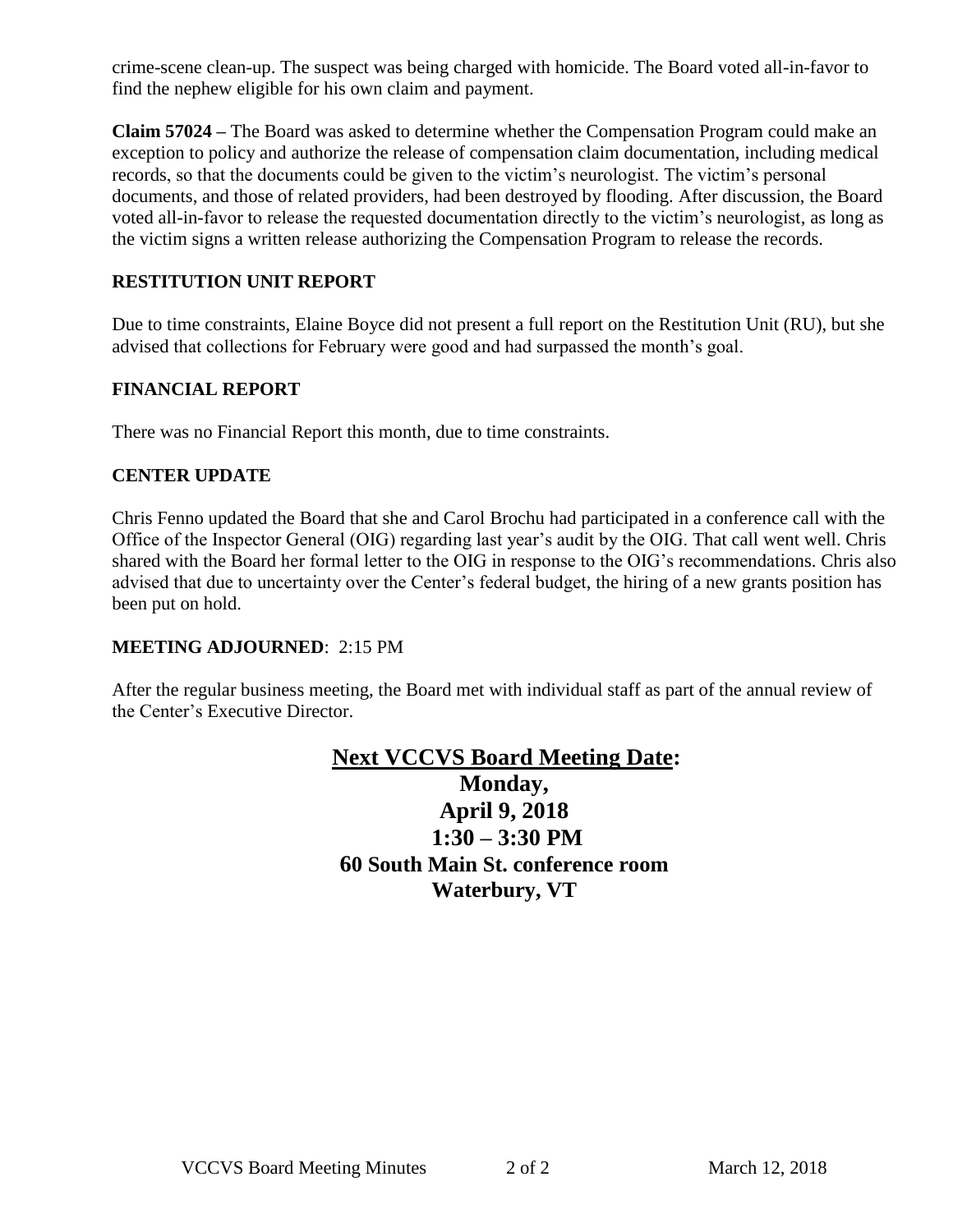crime-scene clean-up. The suspect was being charged with homicide. The Board voted all-in-favor to find the nephew eligible for his own claim and payment.

**Claim 57024 –** The Board was asked to determine whether the Compensation Program could make an exception to policy and authorize the release of compensation claim documentation, including medical records, so that the documents could be given to the victim's neurologist. The victim's personal documents, and those of related providers, had been destroyed by flooding. After discussion, the Board voted all-in-favor to release the requested documentation directly to the victim's neurologist, as long as the victim signs a written release authorizing the Compensation Program to release the records.

**RESTITUTION UNIT REPORT**

Due to time constraints, Elaine Boyce did not present a full report on the Restitution Unit (RU), but she advised that collections for February were good and had surpassed the month's goal.

**FINANCIAL REPORT**

There was no Financial Report this month, due to time constraints.

**CENTER UPDATE**

Chris Fenno updated the Board that she and Carol Brochu had participated in a conference call with the Office of the Inspector General (OIG) regarding last year's audit by the OIG. That call went well. Chris shared with the Board her formal letter to the OIG in response to the OIG's recommendations. Chris also advised that due to uncertainty over the Center's federal budget, the hiring of a new grants position has been put on hold.

**MEETING ADJOURNED**: 2:15 PM

After the regular business meeting, the Board met with individual staff as part of the annual review of the Center's Executive Director.

**<u>Next VCCVS Board Meeting Date</u>:**
**Monday,**
**April 9, 2018**
**1:30 – 3:30 PM**
**60 South Main St. conference room**
**Waterbury, VT**